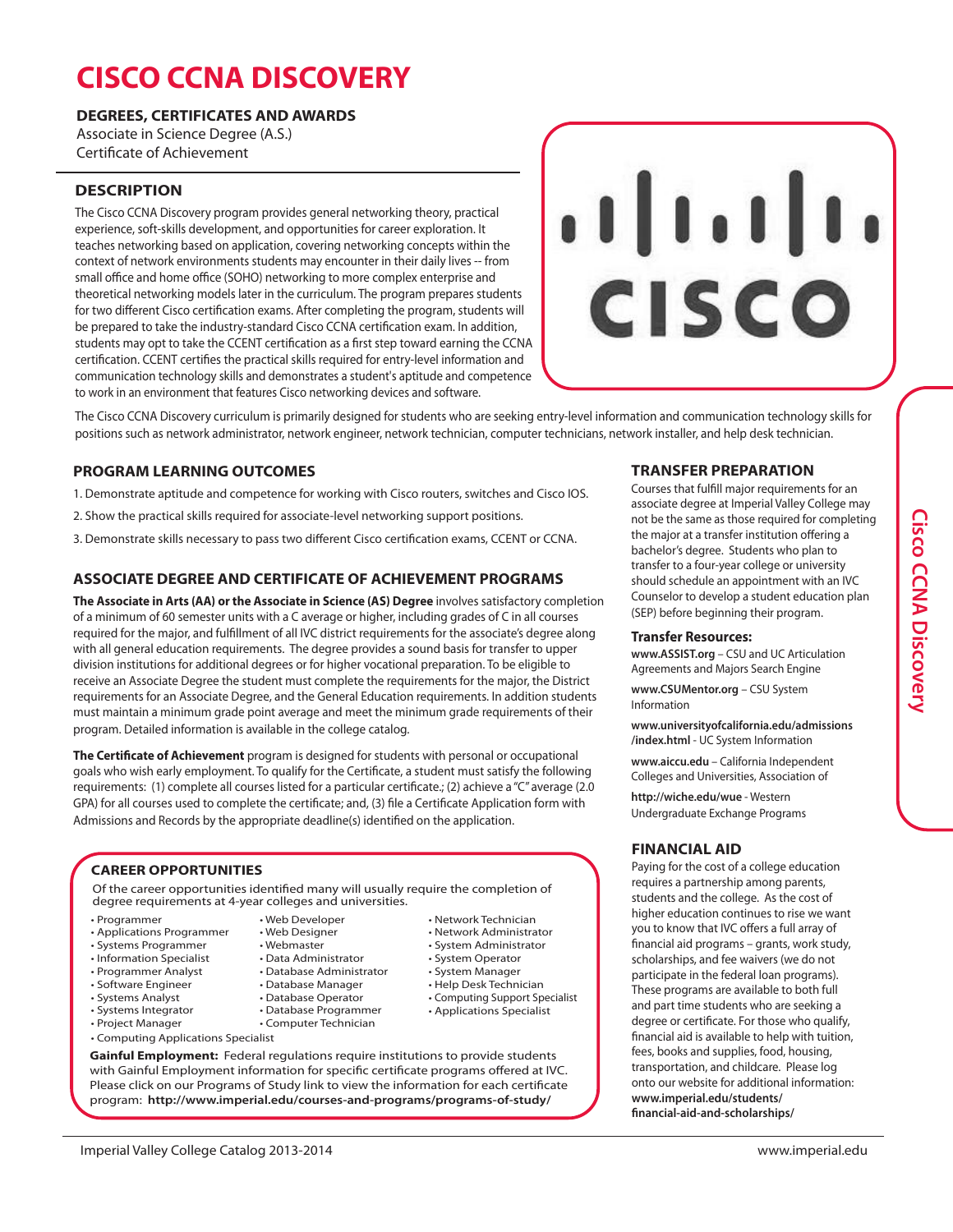# CISCO CCNA DISCOVERY

## DEGREES, CERTIFICATES AND AWARDS

Associate in Science Degree (A.S.)
Certificate of Achievement

## DESCRIPTION

The Cisco CCNA Discovery program provides general networking theory, practical experience, soft-skills development, and opportunities for career exploration. It teaches networking based on application, covering networking concepts within the context of network environments students may encounter in their daily lives -- from small office and home office (SOHO) networking to more complex enterprise and theoretical networking models later in the curriculum. The program prepares students for two different Cisco certification exams. After completing the program, students will be prepared to take the industry-standard Cisco CCNA certification exam. In addition, students may opt to take the CCENT certification as a first step toward earning the CCNA certification. CCENT certifies the practical skills required for entry-level information and communication technology skills and demonstrates a student's aptitude and competence to work in an environment that features Cisco networking devices and software.

The Cisco CCNA Discovery curriculum is primarily designed for students who are seeking entry-level information and communication technology skills for positions such as network administrator, network engineer, network technician, computer technicians, network installer, and help desk technician.

## PROGRAM LEARNING OUTCOMES

1. Demonstrate aptitude and competence for working with Cisco routers, switches and Cisco IOS.
2. Show the practical skills required for associate-level networking support positions.
3. Demonstrate skills necessary to pass two different Cisco certification exams, CCENT or CCNA.

## ASSOCIATE DEGREE AND CERTIFICATE OF ACHIEVEMENT PROGRAMS

**The Associate in Arts (AA) or the Associate in Science (AS) Degree** involves satisfactory completion of a minimum of 60 semester units with a C average or higher, including grades of C in all courses required for the major, and fulfillment of all IVC district requirements for the associate's degree along with all general education requirements. The degree provides a sound basis for transfer to upper division institutions for additional degrees or for higher vocational preparation. To be eligible to receive an Associate Degree the student must complete the requirements for the major, the District requirements for an Associate Degree, and the General Education requirements. In addition students must maintain a minimum grade point average and meet the minimum grade requirements of their program. Detailed information is available in the college catalog.

**The Certificate of Achievement** program is designed for students with personal or occupational goals who wish early employment. To qualify for the Certificate, a student must satisfy the following requirements: (1) complete all courses listed for a particular certificate.; (2) achieve a "C" average (2.0 GPA) for all courses used to complete the certificate; and, (3) file a Certificate Application form with Admissions and Records by the appropriate deadline(s) identified on the application.

## CAREER OPPORTUNITIES

Of the career opportunities identified many will usually require the completion of degree requirements at 4-year colleges and universities.

- Programmer
- Applications Programmer
- Systems Programmer
- Information Specialist
- Programmer Analyst
- Software Engineer
- Systems Analyst
- Systems Integrator
- Project Manager
- Computing Applications Specialist
- Web Developer
- Web Designer
- Webmaster
- Data Administrator
- Database Administrator
- Database Manager
- Database Operator
- Database Programmer
- Computer Technician
- Network Technician
- Network Administrator
- System Administrator
- System Operator
- System Manager
- Help Desk Technician
- Computing Support Specialist
- Applications Specialist

**Gainful Employment:** Federal regulations require institutions to provide students with Gainful Employment information for specific certificate programs offered at IVC. Please click on our Programs of Study link to view the information for each certificate program: **http://www.imperial.edu/courses-and-programs/programs-of-study/**

## TRANSFER PREPARATION

Courses that fulfill major requirements for an associate degree at Imperial Valley College may not be the same as those required for completing the major at a transfer institution offering a bachelor's degree. Students who plan to transfer to a four-year college or university should schedule an appointment with an IVC Counselor to develop a student education plan (SEP) before beginning their program.

### Transfer Resources:

**www.ASSIST.org** – CSU and UC Articulation Agreements and Majors Search Engine

**www.CSUMentor.org** – CSU System Information

**www.universityofcalifornia.edu/admissions/index.html** - UC System Information

**www.aiccu.edu** – California Independent Colleges and Universities, Association of

**http://wiche.edu/wue** - Western Undergraduate Exchange Programs

## FINANCIAL AID

Paying for the cost of a college education requires a partnership among parents, students and the college. As the cost of higher education continues to rise we want you to know that IVC offers a full array of financial aid programs – grants, work study, scholarships, and fee waivers (we do not participate in the federal loan programs). These programs are available to both full and part time students who are seeking a degree or certificate. For those who qualify, financial aid is available to help with tuition, fees, books and supplies, food, housing, transportation, and childcare. Please log onto our website for additional information: **www.imperial.edu/students/financial-aid-and-scholarships/**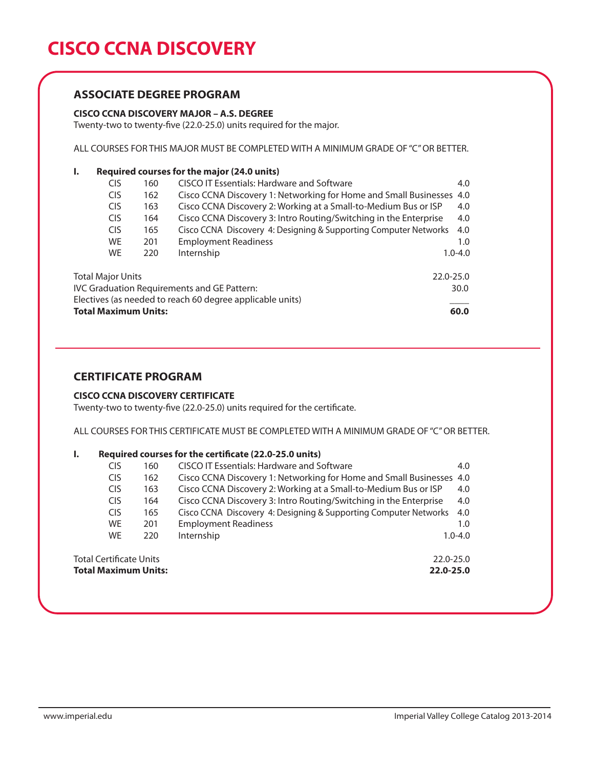# CISCO CCNA DISCOVERY

## ASSOCIATE DEGREE PROGRAM

**CISCO CCNA DISCOVERY MAJOR – A.S. DEGREE**

Twenty-two to twenty-five (22.0-25.0) units required for the major.

ALL COURSES FOR THIS MAJOR MUST BE COMPLETED WITH A MINIMUM GRADE OF "C" OR BETTER.

**I. Required courses for the major (24.0 units)**

| | | | |
|---|---|---|---|
| CIS | 160 | CISCO IT Essentials: Hardware and Software | 4.0 |
| CIS | 162 | Cisco CCNA Discovery 1: Networking for Home and Small Businesses | 4.0 |
| CIS | 163 | Cisco CCNA Discovery 2: Working at a Small-to-Medium Bus or ISP | 4.0 |
| CIS | 164 | Cisco CCNA Discovery 3: Intro Routing/Switching in the Enterprise | 4.0 |
| CIS | 165 | Cisco CCNA Discovery 4: Designing & Supporting Computer Networks | 4.0 |
| WE | 201 | Employment Readiness | 1.0 |
| WE | 220 | Internship | 1.0-4.0 |

| | |
|---|---|
| Total Major Units | 22.0-25.0 |
| IVC Graduation Requirements and GE Pattern: | 30.0 |
| Electives (as needed to reach 60 degree applicable units) | |
| **Total Maximum Units:** | **60.0** |

## CERTIFICATE PROGRAM

**CISCO CCNA DISCOVERY CERTIFICATE**

Twenty-two to twenty-five (22.0-25.0) units required for the certificate.

ALL COURSES FOR THIS CERTIFICATE MUST BE COMPLETED WITH A MINIMUM GRADE OF "C" OR BETTER.

**I. Required courses for the certificate (22.0-25.0 units)**

| | | | |
|---|---|---|---|
| CIS | 160 | CISCO IT Essentials: Hardware and Software | 4.0 |
| CIS | 162 | Cisco CCNA Discovery 1: Networking for Home and Small Businesses | 4.0 |
| CIS | 163 | Cisco CCNA Discovery 2: Working at a Small-to-Medium Bus or ISP | 4.0 |
| CIS | 164 | Cisco CCNA Discovery 3: Intro Routing/Switching in the Enterprise | 4.0 |
| CIS | 165 | Cisco CCNA Discovery 4: Designing & Supporting Computer Networks | 4.0 |
| WE | 201 | Employment Readiness | 1.0 |
| WE | 220 | Internship | 1.0-4.0 |

| | |
|---|---|
| Total Certificate Units | 22.0-25.0 |
| **Total Maximum Units:** | **22.0-25.0** |